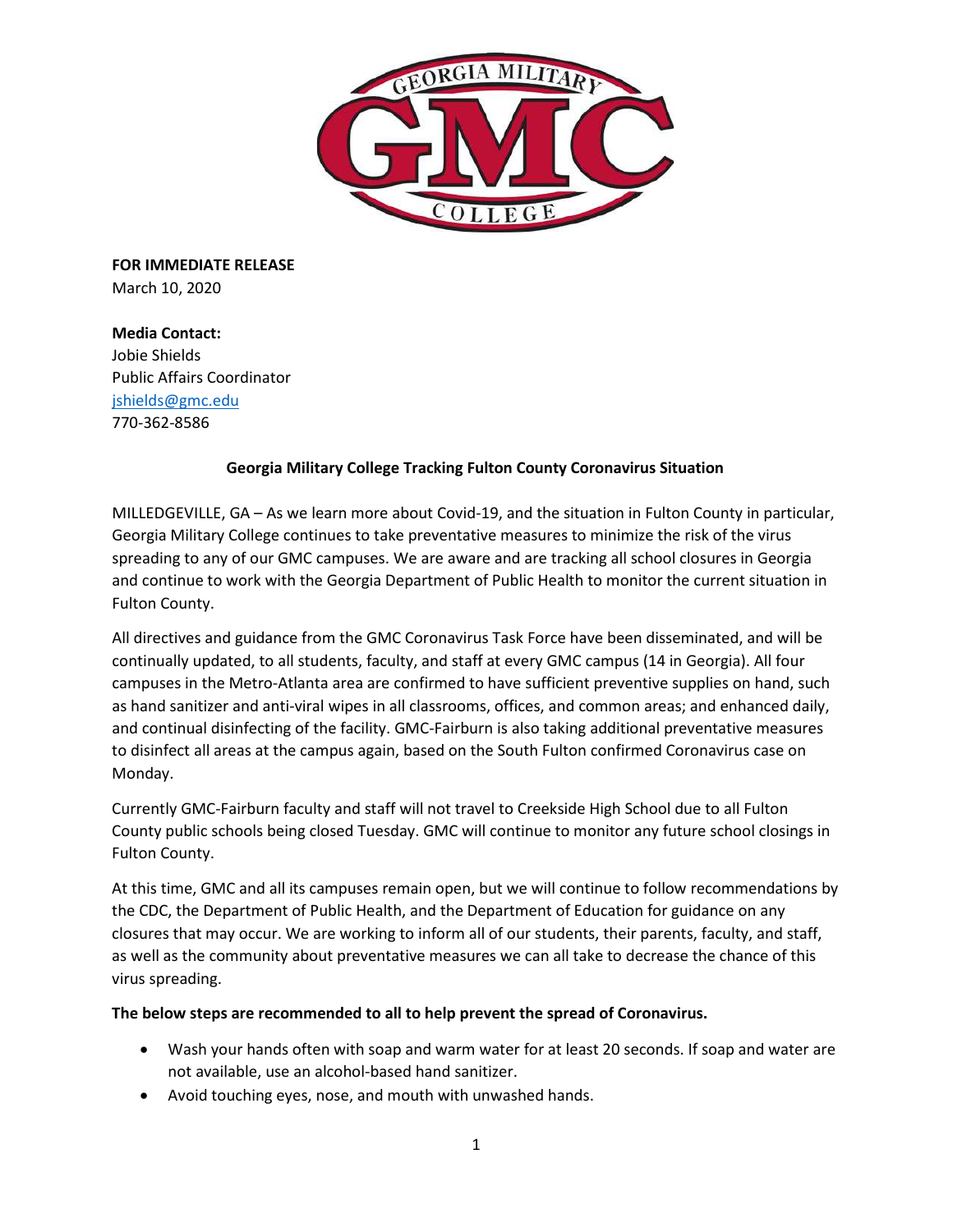**FOR IMMEDIATE RELEASE**
March 10, 2020

**Media Contact:**
Jobie Shields
Public Affairs Coordinator
jshields@gmc.edu
770-362-8586

## Georgia Military College Tracking Fulton County Coronavirus Situation

MILLEDGEVILLE, GA – As we learn more about Covid-19, and the situation in Fulton County in particular, Georgia Military College continues to take preventative measures to minimize the risk of the virus spreading to any of our GMC campuses. We are aware and are tracking all school closures in Georgia and continue to work with the Georgia Department of Public Health to monitor the current situation in Fulton County.

All directives and guidance from the GMC Coronavirus Task Force have been disseminated, and will be continually updated, to all students, faculty, and staff at every GMC campus (14 in Georgia). All four campuses in the Metro-Atlanta area are confirmed to have sufficient preventive supplies on hand, such as hand sanitizer and anti-viral wipes in all classrooms, offices, and common areas; and enhanced daily, and continual disinfecting of the facility. GMC-Fairburn is also taking additional preventative measures to disinfect all areas at the campus again, based on the South Fulton confirmed Coronavirus case on Monday.

Currently GMC-Fairburn faculty and staff will not travel to Creekside High School due to all Fulton County public schools being closed Tuesday. GMC will continue to monitor any future school closings in Fulton County.

At this time, GMC and all its campuses remain open, but we will continue to follow recommendations by the CDC, the Department of Public Health, and the Department of Education for guidance on any closures that may occur. We are working to inform all of our students, their parents, faculty, and staff, as well as the community about preventative measures we can all take to decrease the chance of this virus spreading.

**The below steps are recommended to all to help prevent the spread of Coronavirus.**

- Wash your hands often with soap and warm water for at least 20 seconds. If soap and water are not available, use an alcohol-based hand sanitizer.
- Avoid touching eyes, nose, and mouth with unwashed hands.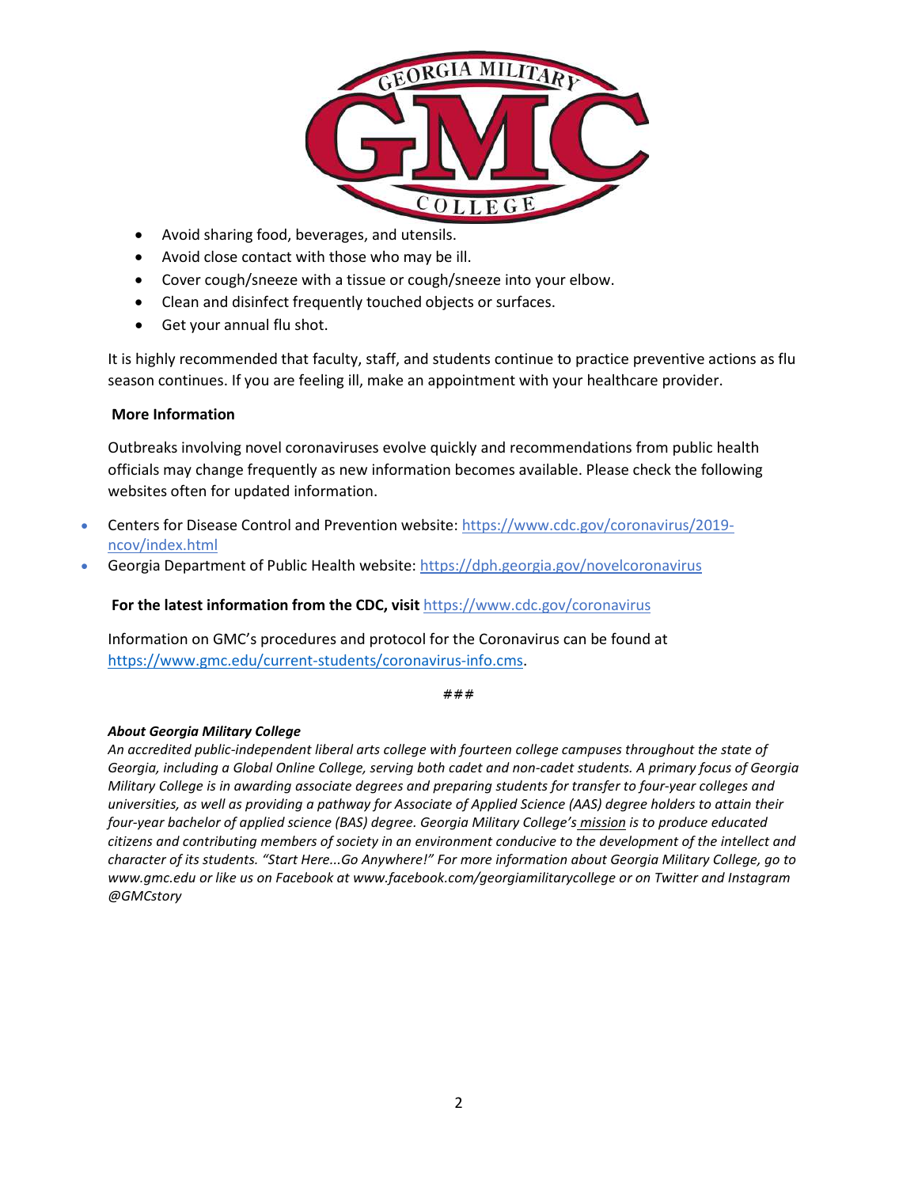- Avoid sharing food, beverages, and utensils.
- Avoid close contact with those who may be ill.
- Cover cough/sneeze with a tissue or cough/sneeze into your elbow.
- Clean and disinfect frequently touched objects or surfaces.
- Get your annual flu shot.

It is highly recommended that faculty, staff, and students continue to practice preventive actions as flu season continues. If you are feeling ill, make an appointment with your healthcare provider.

**More Information**

Outbreaks involving novel coronaviruses evolve quickly and recommendations from public health officials may change frequently as new information becomes available. Please check the following websites often for updated information.

- Centers for Disease Control and Prevention website: https://www.cdc.gov/coronavirus/2019-ncov/index.html
- Georgia Department of Public Health website: https://dph.georgia.gov/novelcoronavirus

**For the latest information from the CDC, visit** https://www.cdc.gov/coronavirus

Information on GMC's procedures and protocol for the Coronavirus can be found at https://www.gmc.edu/current-students/coronavirus-info.cms.

###

***About Georgia Military College***

*An accredited public-independent liberal arts college with fourteen college campuses throughout the state of Georgia, including a Global Online College, serving both cadet and non-cadet students. A primary focus of Georgia Military College is in awarding associate degrees and preparing students for transfer to four-year colleges and universities, as well as providing a pathway for Associate of Applied Science (AAS) degree holders to attain their four-year bachelor of applied science (BAS) degree. Georgia Military College's mission is to produce educated citizens and contributing members of society in an environment conducive to the development of the intellect and character of its students. "Start Here...Go Anywhere!" For more information about Georgia Military College, go to www.gmc.edu or like us on Facebook at www.facebook.com/georgiamilitarycollege or on Twitter and Instagram @GMCstory*